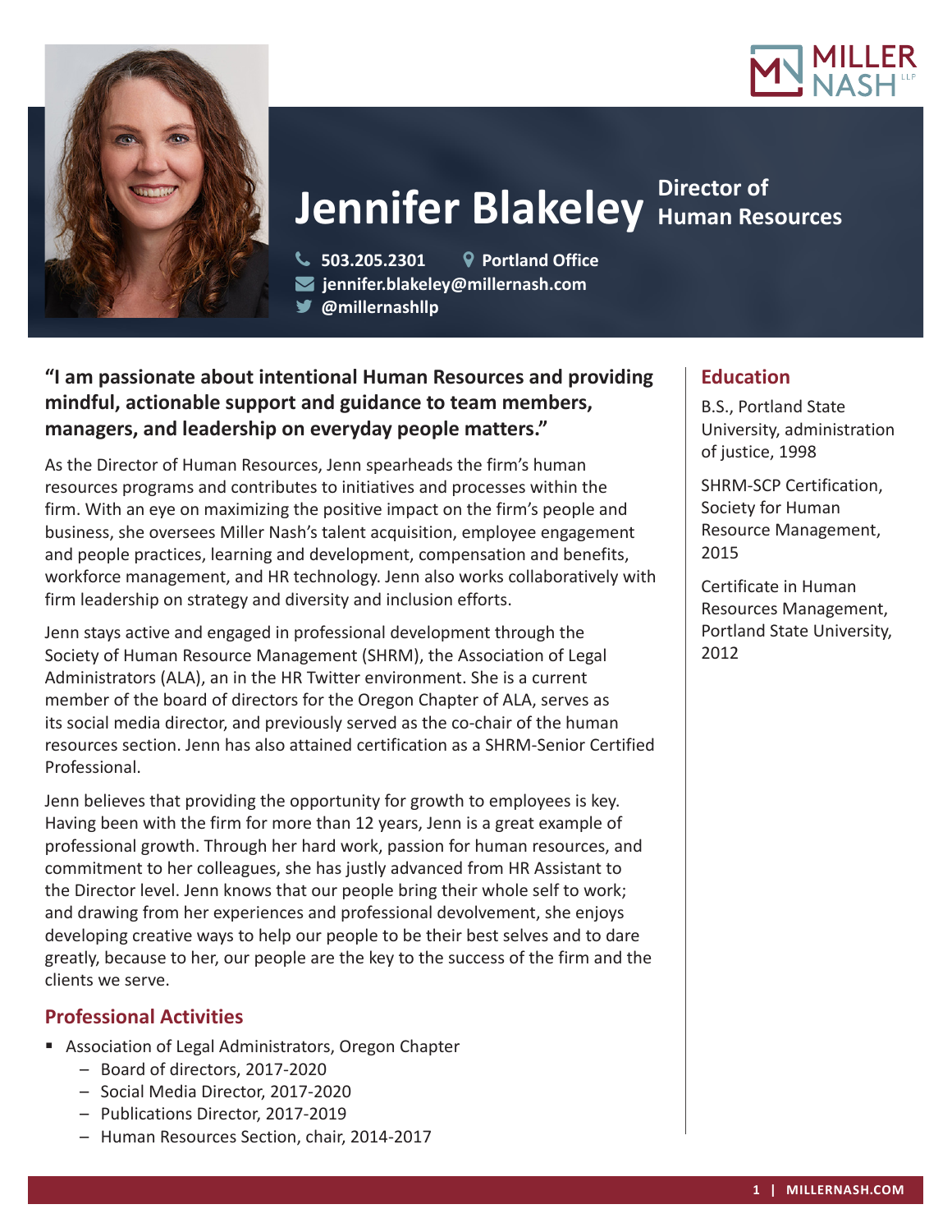# Jennifer Blakeley

**Director of Human Resources**

503.205.2301
Portland Office
jennifer.blakeley@millernash.com
@millernashllp

**"I am passionate about intentional Human Resources and providing mindful, actionable support and guidance to team members, managers, and leadership on everyday people matters."**

As the Director of Human Resources, Jenn spearheads the firm's human resources programs and contributes to initiatives and processes within the firm. With an eye on maximizing the positive impact on the firm's people and business, she oversees Miller Nash's talent acquisition, employee engagement and people practices, learning and development, compensation and benefits, workforce management, and HR technology. Jenn also works collaboratively with firm leadership on strategy and diversity and inclusion efforts.

Jenn stays active and engaged in professional development through the Society of Human Resource Management (SHRM), the Association of Legal Administrators (ALA), an in the HR Twitter environment. She is a current member of the board of directors for the Oregon Chapter of ALA, serves as its social media director, and previously served as the co-chair of the human resources section. Jenn has also attained certification as a SHRM-Senior Certified Professional.

Jenn believes that providing the opportunity for growth to employees is key. Having been with the firm for more than 12 years, Jenn is a great example of professional growth. Through her hard work, passion for human resources, and commitment to her colleagues, she has justly advanced from HR Assistant to the Director level. Jenn knows that our people bring their whole self to work; and drawing from her experiences and professional devolvement, she enjoys developing creative ways to help our people to be their best selves and to dare greatly, because to her, our people are the key to the success of the firm and the clients we serve.

## Professional Activities

- Association of Legal Administrators, Oregon Chapter
  - Board of directors, 2017-2020
  - Social Media Director, 2017-2020
  - Publications Director, 2017-2019
  - Human Resources Section, chair, 2014-2017

## Education

B.S., Portland State University, administration of justice, 1998

SHRM-SCP Certification, Society for Human Resource Management, 2015

Certificate in Human Resources Management, Portland State University, 2012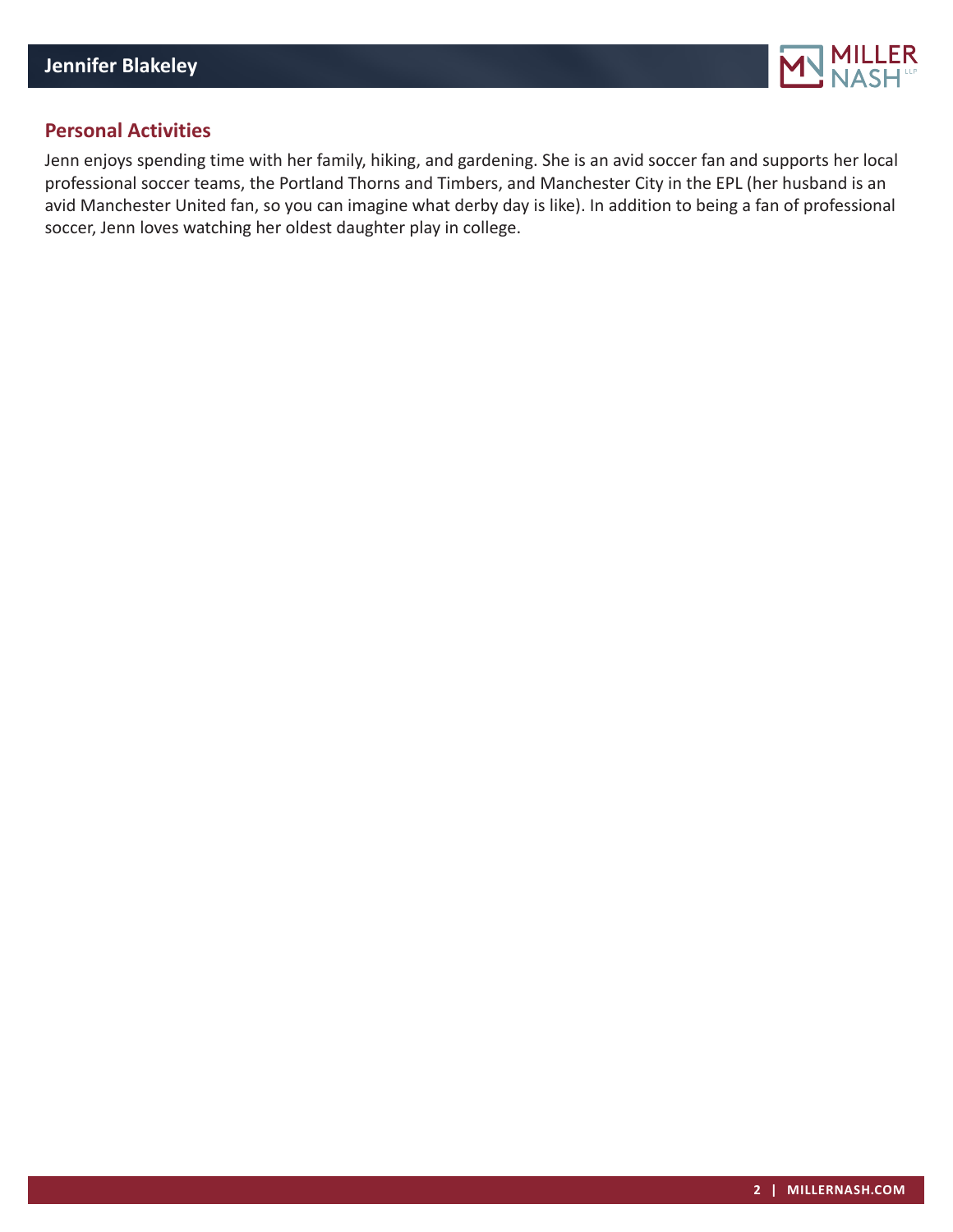## Personal Activities

Jenn enjoys spending time with her family, hiking, and gardening. She is an avid soccer fan and supports her local professional soccer teams, the Portland Thorns and Timbers, and Manchester City in the EPL (her husband is an avid Manchester United fan, so you can imagine what derby day is like). In addition to being a fan of professional soccer, Jenn loves watching her oldest daughter play in college.